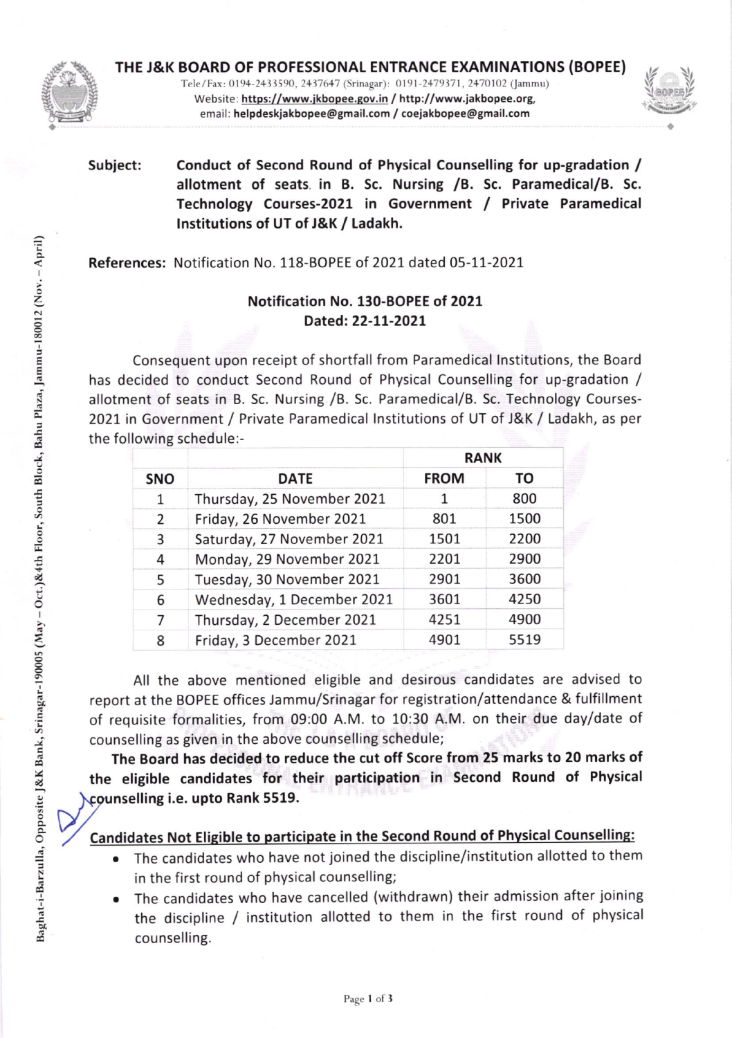# THE J&K BOARD OF PROFESSIONAL ENTRANCE EXAMINATIONS (BOPEE)

Tele/Fax: 0194-2433590, 2437647 (Srinagar): 0191-2479371, 2470102 (Jammu)
Website: https://www.jkbopee.gov.in / http://www.jakbopee.org,
email: helpdeskjakbopee@gmail.com / coejakbopee@gmail.com

**Subject:** **Conduct of Second Round of Physical Counselling for up-gradation / allotment of seats in B. Sc. Nursing /B. Sc. Paramedical/B. Sc. Technology Courses-2021 in Government / Private Paramedical Institutions of UT of J&K / Ladakh.**

**References:** Notification No. 118-BOPEE of 2021 dated 05-11-2021

**Notification No. 130-BOPEE of 2021**
**Dated: 22-11-2021**

Consequent upon receipt of shortfall from Paramedical Institutions, the Board has decided to conduct Second Round of Physical Counselling for up-gradation / allotment of seats in B. Sc. Nursing /B. Sc. Paramedical/B. Sc. Technology Courses-2021 in Government / Private Paramedical Institutions of UT of J&K / Ladakh, as per the following schedule:-

| SNO | DATE | RANK | |
|---|---|---|---|
| | | FROM | TO |
| 1 | Thursday, 25 November 2021 | 1 | 800 |
| 2 | Friday, 26 November 2021 | 801 | 1500 |
| 3 | Saturday, 27 November 2021 | 1501 | 2200 |
| 4 | Monday, 29 November 2021 | 2201 | 2900 |
| 5 | Tuesday, 30 November 2021 | 2901 | 3600 |
| 6 | Wednesday, 1 December 2021 | 3601 | 4250 |
| 7 | Thursday, 2 December 2021 | 4251 | 4900 |
| 8 | Friday, 3 December 2021 | 4901 | 5519 |

All the above mentioned eligible and desirous candidates are advised to report at the BOPEE offices Jammu/Srinagar for registration/attendance & fulfillment of requisite formalities, from 09:00 A.M. to 10:30 A.M. on their due day/date of counselling as given in the above counselling schedule;

**The Board has decided to reduce the cut off Score from 25 marks to 20 marks of the eligible candidates for their participation in Second Round of Physical counselling i.e. upto Rank 5519.**

**Candidates Not Eligible to participate in the Second Round of Physical Counselling:**

- The candidates who have not joined the discipline/institution allotted to them in the first round of physical counselling;
- The candidates who have cancelled (withdrawn) their admission after joining the discipline / institution allotted to them in the first round of physical counselling.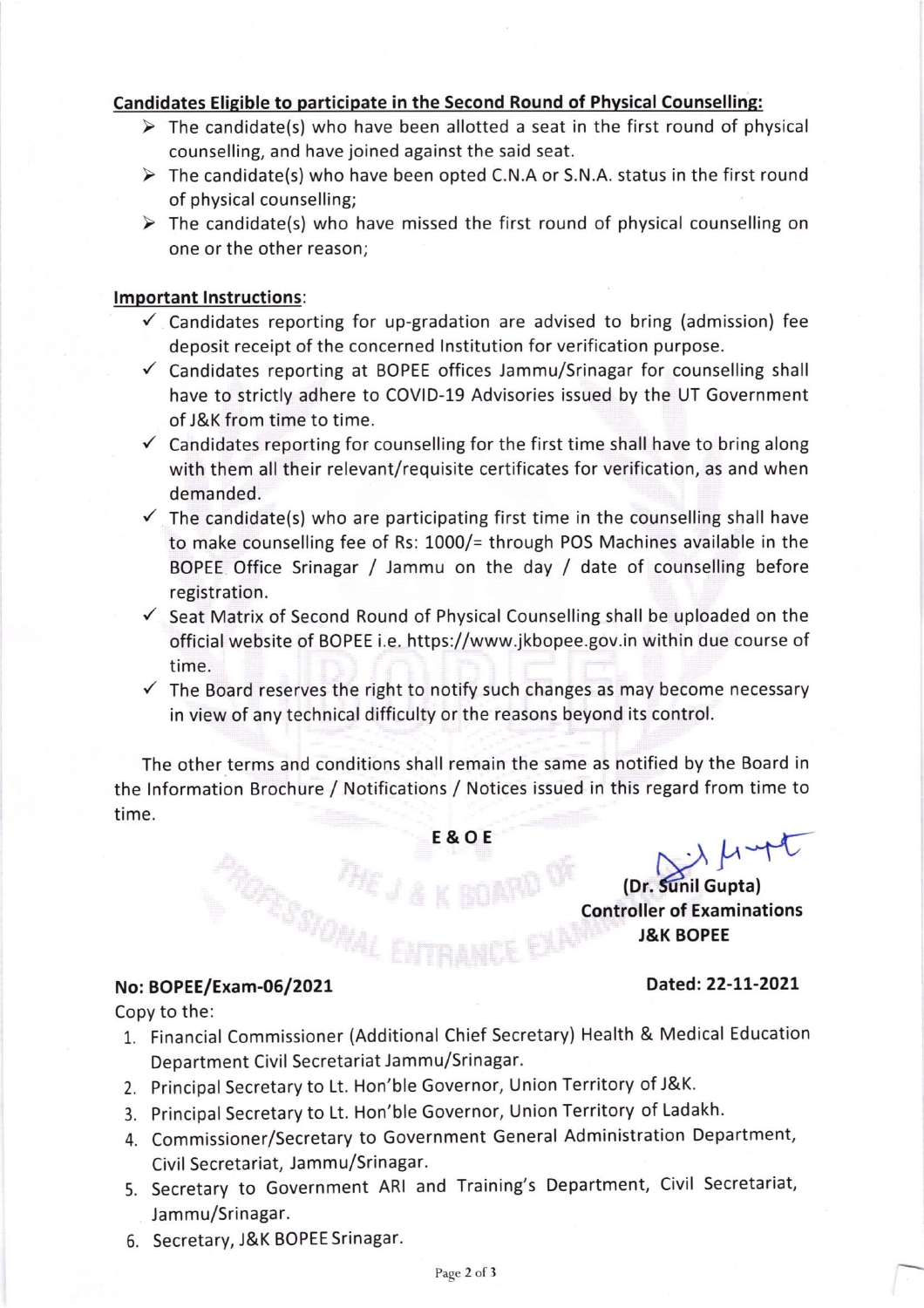**Candidates Eligible to participate in the Second Round of Physical Counselling:**

- ➢ The candidate(s) who have been allotted a seat in the first round of physical counselling, and have joined against the said seat.
- ➢ The candidate(s) who have been opted C.N.A or S.N.A. status in the first round of physical counselling;
- ➢ The candidate(s) who have missed the first round of physical counselling on one or the other reason;

**Important Instructions**:

- ✓ Candidates reporting for up-gradation are advised to bring (admission) fee deposit receipt of the concerned Institution for verification purpose.
- ✓ Candidates reporting at BOPEE offices Jammu/Srinagar for counselling shall have to strictly adhere to COVID-19 Advisories issued by the UT Government of J&K from time to time.
- ✓ Candidates reporting for counselling for the first time shall have to bring along with them all their relevant/requisite certificates for verification, as and when demanded.
- ✓ The candidate(s) who are participating first time in the counselling shall have to make counselling fee of Rs: 1000/= through POS Machines available in the BOPEE Office Srinagar / Jammu on the day / date of counselling before registration.
- ✓ Seat Matrix of Second Round of Physical Counselling shall be uploaded on the official website of BOPEE i.e. https://www.jkbopee.gov.in within due course of time.
- ✓ The Board reserves the right to notify such changes as may become necessary in view of any technical difficulty or the reasons beyond its control.

The other terms and conditions shall remain the same as notified by the Board in the Information Brochure / Notifications / Notices issued in this regard from time to time.

**E & O E**

**(Dr. Sunil Gupta)**
**Controller of Examinations**
**J&K BOPEE**

**No: BOPEE/Exam-06/2021** **Dated: 22-11-2021**

Copy to the:

1. Financial Commissioner (Additional Chief Secretary) Health & Medical Education Department Civil Secretariat Jammu/Srinagar.
2. Principal Secretary to Lt. Hon'ble Governor, Union Territory of J&K.
3. Principal Secretary to Lt. Hon'ble Governor, Union Territory of Ladakh.
4. Commissioner/Secretary to Government General Administration Department, Civil Secretariat, Jammu/Srinagar.
5. Secretary to Government ARI and Training's Department, Civil Secretariat, Jammu/Srinagar.
6. Secretary, J&K BOPEE Srinagar.